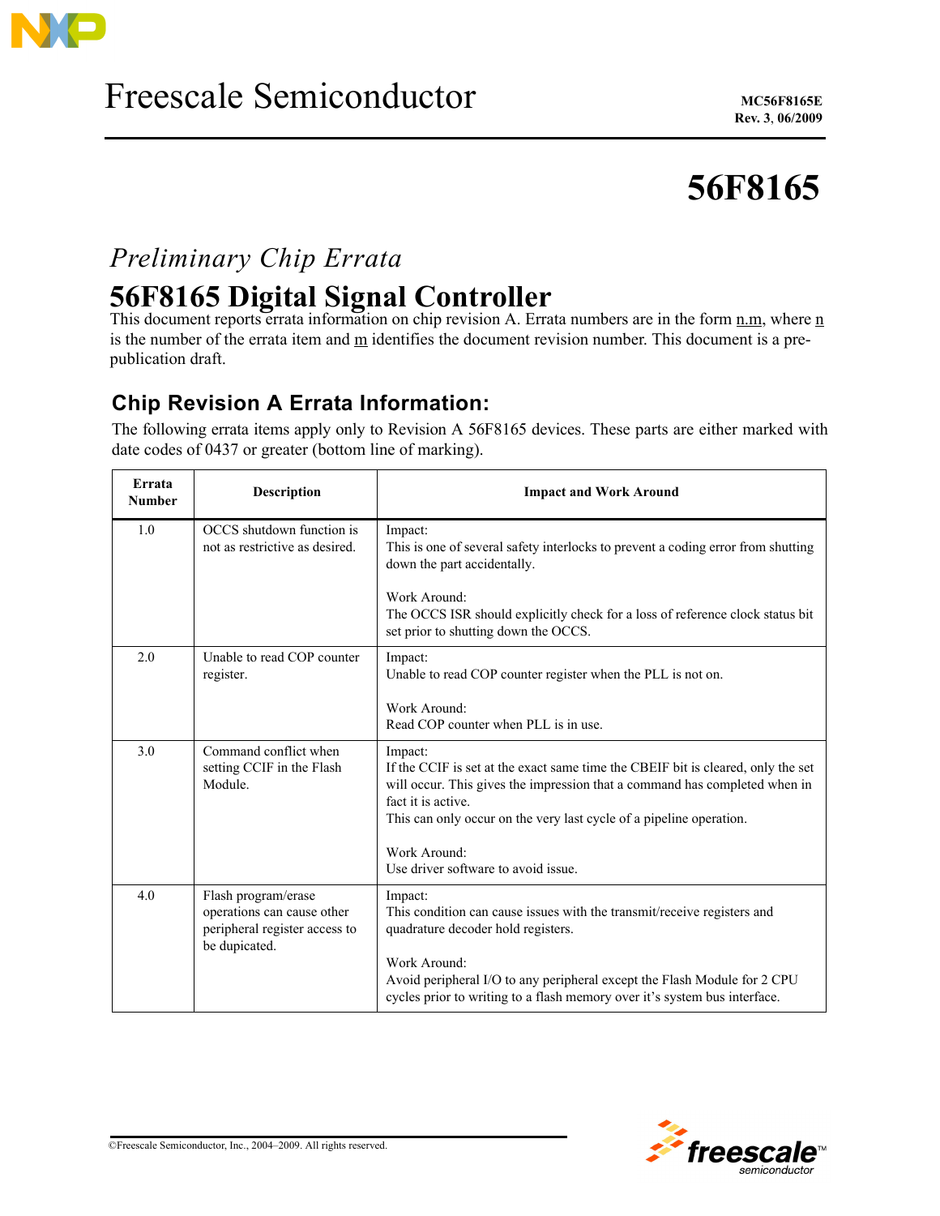# Freescale Semiconductor

MC56F8165E
Rev. 3, 06/2009

# 56F8165

*Preliminary Chip Errata*

# 56F8165 Digital Signal Controller

This document reports errata information on chip revision A. Errata numbers are in the form n.m, where n is the number of the errata item and m identifies the document revision number. This document is a pre-publication draft.

## Chip Revision A Errata Information:

The following errata items apply only to Revision A 56F8165 devices. These parts are either marked with date codes of 0437 or greater (bottom line of marking).

| Errata Number | Description | Impact and Work Around |
|---|---|---|
| 1.0 | OCCS shutdown function is not as restrictive as desired. | Impact:<br>This is one of several safety interlocks to prevent a coding error from shutting down the part accidentally.<br><br>Work Around:<br>The OCCS ISR should explicitly check for a loss of reference clock status bit set prior to shutting down the OCCS. |
| 2.0 | Unable to read COP counter register. | Impact:<br>Unable to read COP counter register when the PLL is not on.<br><br>Work Around:<br>Read COP counter when PLL is in use. |
| 3.0 | Command conflict when setting CCIF in the Flash Module. | Impact:<br>If the CCIF is set at the exact same time the CBEIF bit is cleared, only the set will occur. This gives the impression that a command has completed when in fact it is active.<br>This can only occur on the very last cycle of a pipeline operation.<br><br>Work Around:<br>Use driver software to avoid issue. |
| 4.0 | Flash program/erase operations can cause other peripheral register access to be dupicated. | Impact:<br>This condition can cause issues with the transmit/receive registers and quadrature decoder hold registers.<br><br>Work Around:<br>Avoid peripheral I/O to any peripheral except the Flash Module for 2 CPU cycles prior to writing to a flash memory over it's system bus interface. |

©Freescale Semiconductor, Inc., 2004–2009. All rights reserved.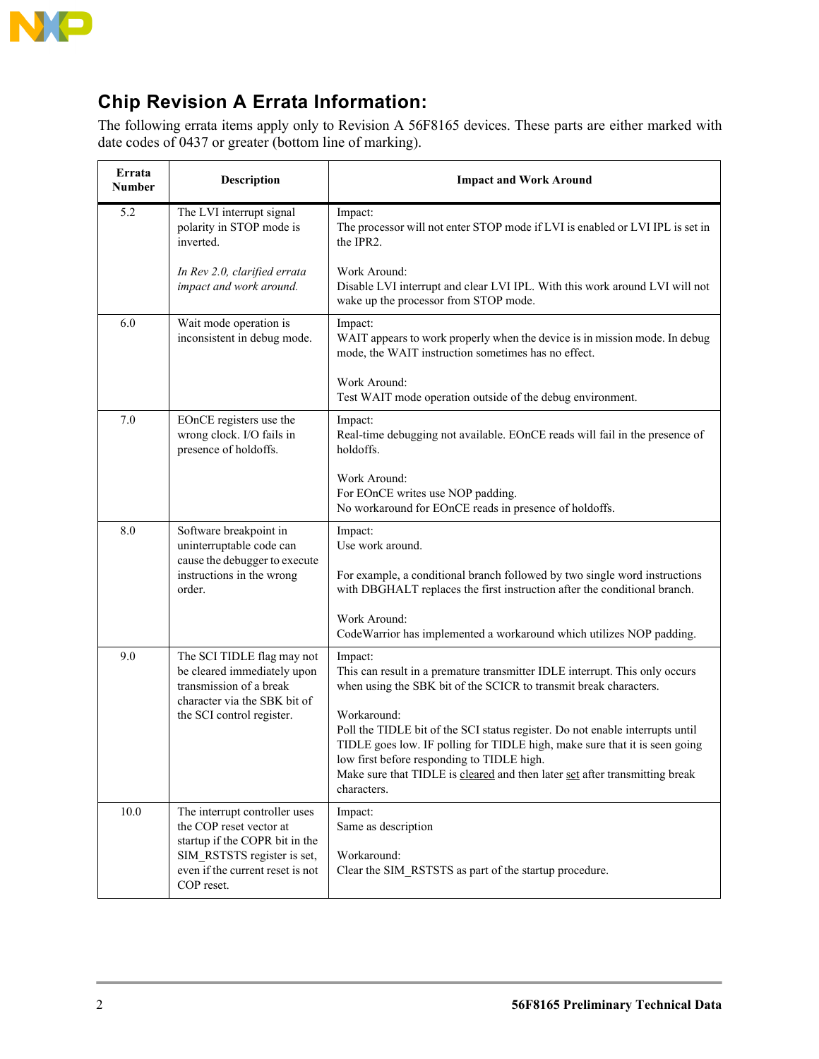## Chip Revision A Errata Information:

The following errata items apply only to Revision A 56F8165 devices. These parts are either marked with date codes of 0437 or greater (bottom line of marking).

| Errata Number | Description | Impact and Work Around |
|---|---|---|
| 5.2 | The LVI interrupt signal polarity in STOP mode is inverted.<br><br>*In Rev 2.0, clarified errata impact and work around.* | Impact:<br>The processor will not enter STOP mode if LVI is enabled or LVI IPL is set in the IPR2.<br><br>Work Around:<br>Disable LVI interrupt and clear LVI IPL. With this work around LVI will not wake up the processor from STOP mode. |
| 6.0 | Wait mode operation is inconsistent in debug mode. | Impact:<br>WAIT appears to work properly when the device is in mission mode. In debug mode, the WAIT instruction sometimes has no effect.<br><br>Work Around:<br>Test WAIT mode operation outside of the debug environment. |
| 7.0 | EOnCE registers use the wrong clock. I/O fails in presence of holdoffs. | Impact:<br>Real-time debugging not available. EOnCE reads will fail in the presence of holdoffs.<br><br>Work Around:<br>For EOnCE writes use NOP padding.<br>No workaround for EOnCE reads in presence of holdoffs. |
| 8.0 | Software breakpoint in uninterruptable code can cause the debugger to execute instructions in the wrong order. | Impact:<br>Use work around.<br><br>For example, a conditional branch followed by two single word instructions with DBGHALT replaces the first instruction after the conditional branch.<br><br>Work Around:<br>CodeWarrior has implemented a workaround which utilizes NOP padding. |
| 9.0 | The SCI TIDLE flag may not be cleared immediately upon transmission of a break character via the SBK bit of the SCI control register. | Impact:<br>This can result in a premature transmitter IDLE interrupt. This only occurs when using the SBK bit of the SCICR to transmit break characters.<br><br>Workaround:<br>Poll the TIDLE bit of the SCI status register. Do not enable interrupts until TIDLE goes low. IF polling for TIDLE high, make sure that it is seen going low first before responding to TIDLE high.<br>Make sure that TIDLE is <u>cleared</u> and then later <u>set</u> after transmitting break characters. |
| 10.0 | The interrupt controller uses the COP reset vector at startup if the COPR bit in the SIM_RSTSTS register is set, even if the current reset is not COP reset. | Impact:<br>Same as description<br><br>Workaround:<br>Clear the SIM_RSTSTS as part of the startup procedure. |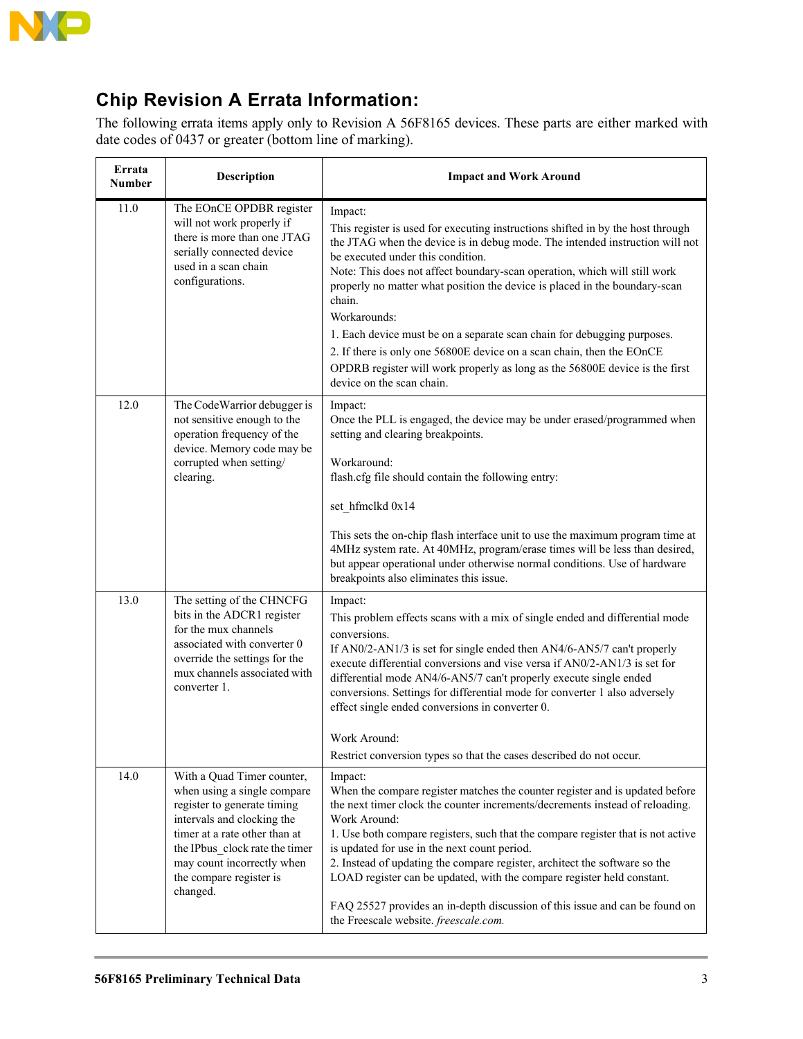## Chip Revision A Errata Information:

The following errata items apply only to Revision A 56F8165 devices. These parts are either marked with date codes of 0437 or greater (bottom line of marking).

| Errata Number | Description | Impact and Work Around |
|---|---|---|
| 11.0 | The EOnCE OPDBR register will not work properly if there is more than one JTAG serially connected device used in a scan chain configurations. | Impact:<br>This register is used for executing instructions shifted in by the host through the JTAG when the device is in debug mode. The intended instruction will not be executed under this condition.<br>Note: This does not affect boundary-scan operation, which will still work properly no matter what position the device is placed in the boundary-scan chain.<br>Workarounds:<br>1. Each device must be on a separate scan chain for debugging purposes.<br>2. If there is only one 56800E device on a scan chain, then the EOnCE OPDRB register will work properly as long as the 56800E device is the first device on the scan chain. |
| 12.0 | The CodeWarrior debugger is not sensitive enough to the operation frequency of the device. Memory code may be corrupted when setting/ clearing. | Impact:<br>Once the PLL is engaged, the device may be under erased/programmed when setting and clearing breakpoints.<br><br>Workaround:<br>flash.cfg file should contain the following entry:<br><br>set_hfmclkd 0x14<br><br>This sets the on-chip flash interface unit to use the maximum program time at 4MHz system rate. At 40MHz, program/erase times will be less than desired, but appear operational under otherwise normal conditions. Use of hardware breakpoints also eliminates this issue. |
| 13.0 | The setting of the CHNCFG bits in the ADCR1 register for the mux channels associated with converter 0 override the settings for the mux channels associated with converter 1. | Impact:<br>This problem effects scans with a mix of single ended and differential mode conversions.<br>If AN0/2-AN1/3 is set for single ended then AN4/6-AN5/7 can't properly execute differential conversions and vise versa if AN0/2-AN1/3 is set for differential mode AN4/6-AN5/7 can't properly execute single ended conversions. Settings for differential mode for converter 1 also adversely effect single ended conversions in converter 0.<br><br>Work Around:<br>Restrict conversion types so that the cases described do not occur. |
| 14.0 | With a Quad Timer counter, when using a single compare register to generate timing intervals and clocking the timer at a rate other than at the IPbus_clock rate the timer may count incorrectly when the compare register is changed. | Impact:<br>When the compare register matches the counter register and is updated before the next timer clock the counter increments/decrements instead of reloading.<br>Work Around:<br>1. Use both compare registers, such that the compare register that is not active is updated for use in the next count period.<br>2. Instead of updating the compare register, architect the software so the LOAD register can be updated, with the compare register held constant.<br><br>FAQ 25527 provides an in-depth discussion of this issue and can be found on the Freescale website. *freescale.com.* |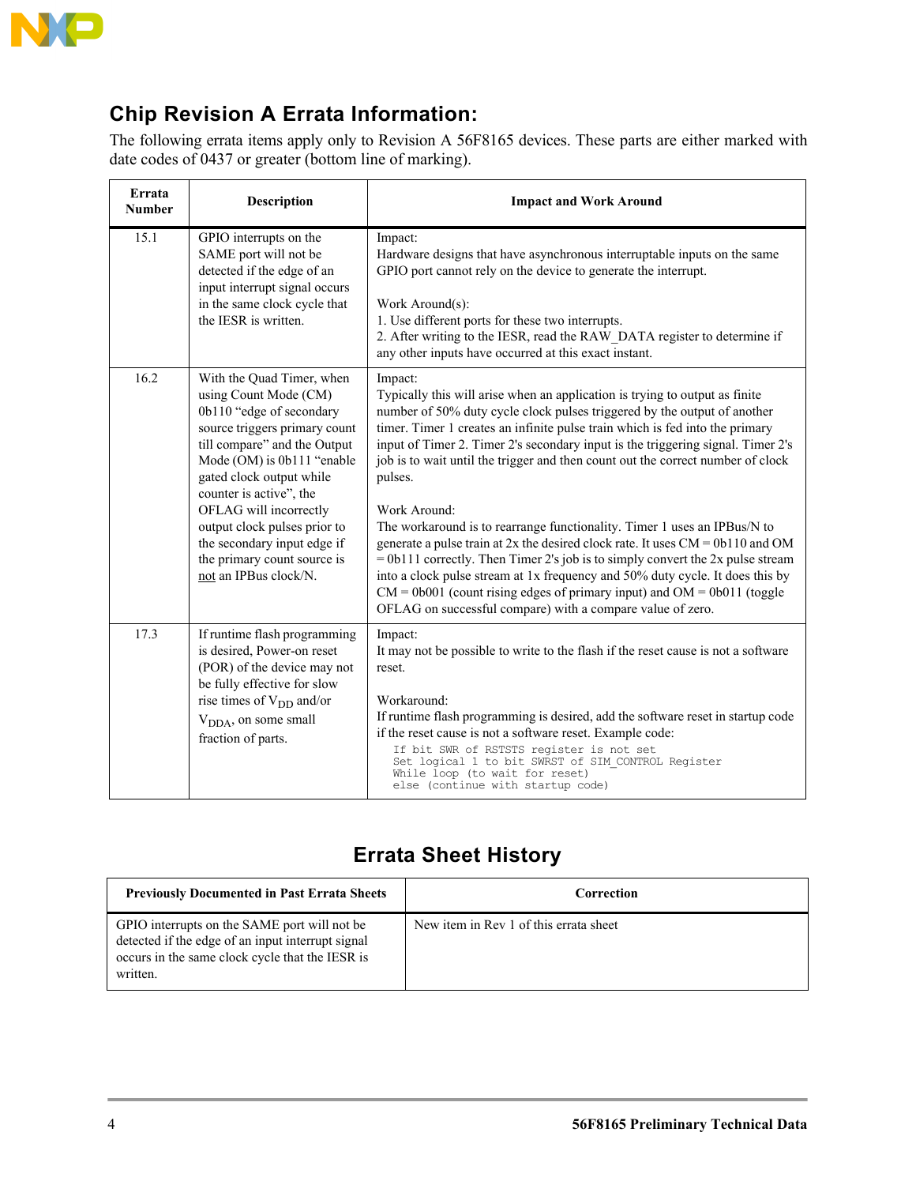## Chip Revision A Errata Information:

The following errata items apply only to Revision A 56F8165 devices. These parts are either marked with date codes of 0437 or greater (bottom line of marking).

| Errata Number | Description | Impact and Work Around |
|---|---|---|
| 15.1 | GPIO interrupts on the SAME port will not be detected if the edge of an input interrupt signal occurs in the same clock cycle that the IESR is written. | Impact:<br>Hardware designs that have asynchronous interruptable inputs on the same GPIO port cannot rely on the device to generate the interrupt.<br><br>Work Around(s):<br>1. Use different ports for these two interrupts.<br>2. After writing to the IESR, read the RAW_DATA register to determine if any other inputs have occurred at this exact instant. |
| 16.2 | With the Quad Timer, when using Count Mode (CM) 0b110 "edge of secondary source triggers primary count till compare" and the Output Mode (OM) is 0b111 "enable gated clock output while counter is active", the OFLAG will incorrectly output clock pulses prior to the secondary input edge if the primary count source is <u>not</u> an IPBus clock/N. | Impact:<br>Typically this will arise when an application is trying to output as finite number of 50% duty cycle clock pulses triggered by the output of another timer. Timer 1 creates an infinite pulse train which is fed into the primary input of Timer 2. Timer 2's secondary input is the triggering signal. Timer 2's job is to wait until the trigger and then count out the correct number of clock pulses.<br><br>Work Around:<br>The workaround is to rearrange functionality. Timer 1 uses an IPBus/N to generate a pulse train at 2x the desired clock rate. It uses CM = 0b110 and OM = 0b111 correctly. Then Timer 2's job is to simply convert the 2x pulse stream into a clock pulse stream at 1x frequency and 50% duty cycle. It does this by CM = 0b001 (count rising edges of primary input) and OM = 0b011 (toggle OFLAG on successful compare) with a compare value of zero. |
| 17.3 | If runtime flash programming is desired, Power-on reset (POR) of the device may not be fully effective for slow rise times of $V_{DD}$ and/or $V_{DDA}$, on some small fraction of parts. | Impact:<br>It may not be possible to write to the flash if the reset cause is not a software reset.<br><br>Workaround:<br>If runtime flash programming is desired, add the software reset in startup code if the reset cause is not a software reset. Example code:<br>`If bit SWR of RSTSTS register is not set`<br>`Set logical 1 to bit SWRST of SIM_CONTROL Register`<br>`While loop (to wait for reset)`<br>`else (continue with startup code)` |

## Errata Sheet History

| Previously Documented in Past Errata Sheets | Correction |
|---|---|
| GPIO interrupts on the SAME port will not be detected if the edge of an input interrupt signal occurs in the same clock cycle that the IESR is written. | New item in Rev 1 of this errata sheet |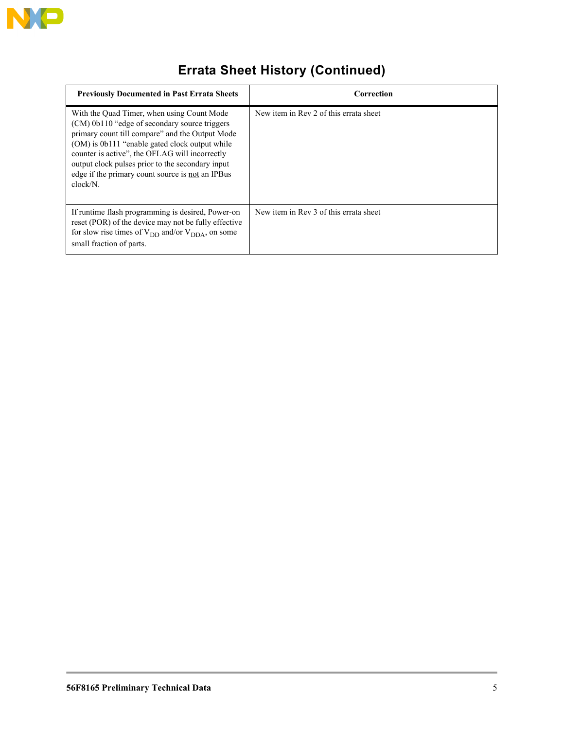## Errata Sheet History (Continued)

| Previously Documented in Past Errata Sheets | Correction |
|---|---|
| With the Quad Timer, when using Count Mode (CM) 0b110 “edge of secondary source triggers primary count till compare” and the Output Mode (OM) is 0b111 “enable gated clock output while counter is active”, the OFLAG will incorrectly output clock pulses prior to the secondary input edge if the primary count source is not an IPBus clock/N. | New item in Rev 2 of this errata sheet |
| If runtime flash programming is desired, Power-on reset (POR) of the device may not be fully effective for slow rise times of $V_{DD}$ and/or $V_{DDA}$, on some small fraction of parts. | New item in Rev 3 of this errata sheet |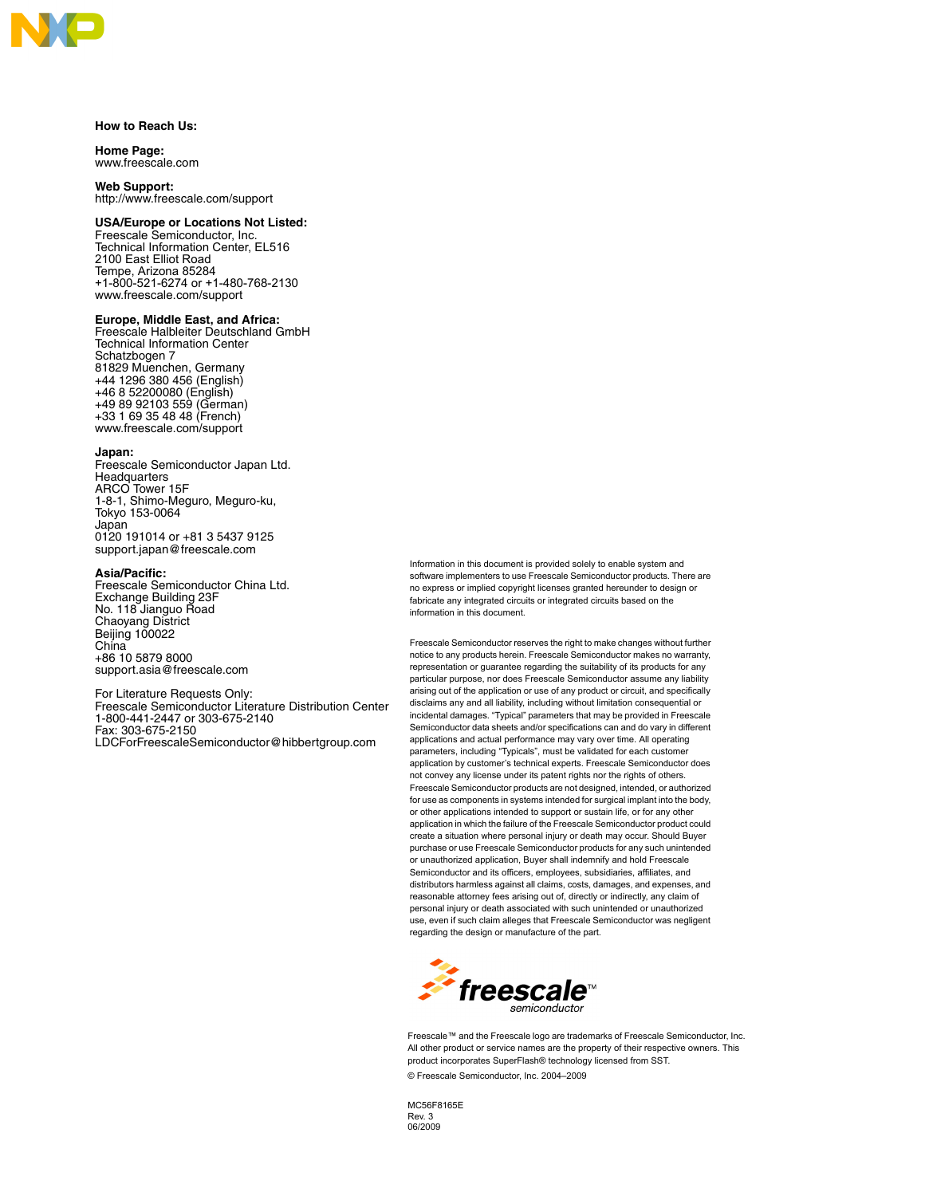**How to Reach Us:**

**Home Page:**
www.freescale.com

**Web Support:**
http://www.freescale.com/support

**USA/Europe or Locations Not Listed:**
Freescale Semiconductor, Inc.
Technical Information Center, EL516
2100 East Elliot Road
Tempe, Arizona 85284
+1-800-521-6274 or +1-480-768-2130
www.freescale.com/support

**Europe, Middle East, and Africa:**
Freescale Halbleiter Deutschland GmbH
Technical Information Center
Schatzbogen 7
81829 Muenchen, Germany
+44 1296 380 456 (English)
+46 8 52200080 (English)
+49 89 92103 559 (German)
+33 1 69 35 48 48 (French)
www.freescale.com/support

**Japan:**
Freescale Semiconductor Japan Ltd.
Headquarters
ARCO Tower 15F
1-8-1, Shimo-Meguro, Meguro-ku,
Tokyo 153-0064
Japan
0120 191014 or +81 3 5437 9125
support.japan@freescale.com

**Asia/Pacific:**
Freescale Semiconductor China Ltd.
Exchange Building 23F
No. 118 Jianguo Road
Chaoyang District
Beijing 100022
China
+86 10 5879 8000
support.asia@freescale.com

For Literature Requests Only:
Freescale Semiconductor Literature Distribution Center
1-800-441-2447 or 303-675-2140
Fax: 303-675-2150
LDCForFreescaleSemiconductor@hibbertgroup.com

Information in this document is provided solely to enable system and software implementers to use Freescale Semiconductor products. There are no express or implied copyright licenses granted hereunder to design or fabricate any integrated circuits or integrated circuits based on the information in this document.

Freescale Semiconductor reserves the right to make changes without further notice to any products herein. Freescale Semiconductor makes no warranty, representation or guarantee regarding the suitability of its products for any particular purpose, nor does Freescale Semiconductor assume any liability arising out of the application or use of any product or circuit, and specifically disclaims any and all liability, including without limitation consequential or incidental damages. "Typical" parameters that may be provided in Freescale Semiconductor data sheets and/or specifications can and do vary in different applications and actual performance may vary over time. All operating parameters, including "Typicals", must be validated for each customer application by customer's technical experts. Freescale Semiconductor does not convey any license under its patent rights nor the rights of others. Freescale Semiconductor products are not designed, intended, or authorized for use as components in systems intended for surgical implant into the body, or other applications intended to support or sustain life, or for any other application in which the failure of the Freescale Semiconductor product could create a situation where personal injury or death may occur. Should Buyer purchase or use Freescale Semiconductor products for any such unintended or unauthorized application, Buyer shall indemnify and hold Freescale Semiconductor and its officers, employees, subsidiaries, affiliates, and distributors harmless against all claims, costs, damages, and expenses, and reasonable attorney fees arising out of, directly or indirectly, any claim of personal injury or death associated with such unintended or unauthorized use, even if such claim alleges that Freescale Semiconductor was negligent regarding the design or manufacture of the part.

freescale™
semiconductor

Freescale™ and the Freescale logo are trademarks of Freescale Semiconductor, Inc. All other product or service names are the property of their respective owners. This product incorporates SuperFlash® technology licensed from SST.

© Freescale Semiconductor, Inc. 2004–2009

MC56F8165E
Rev. 3
06/2009